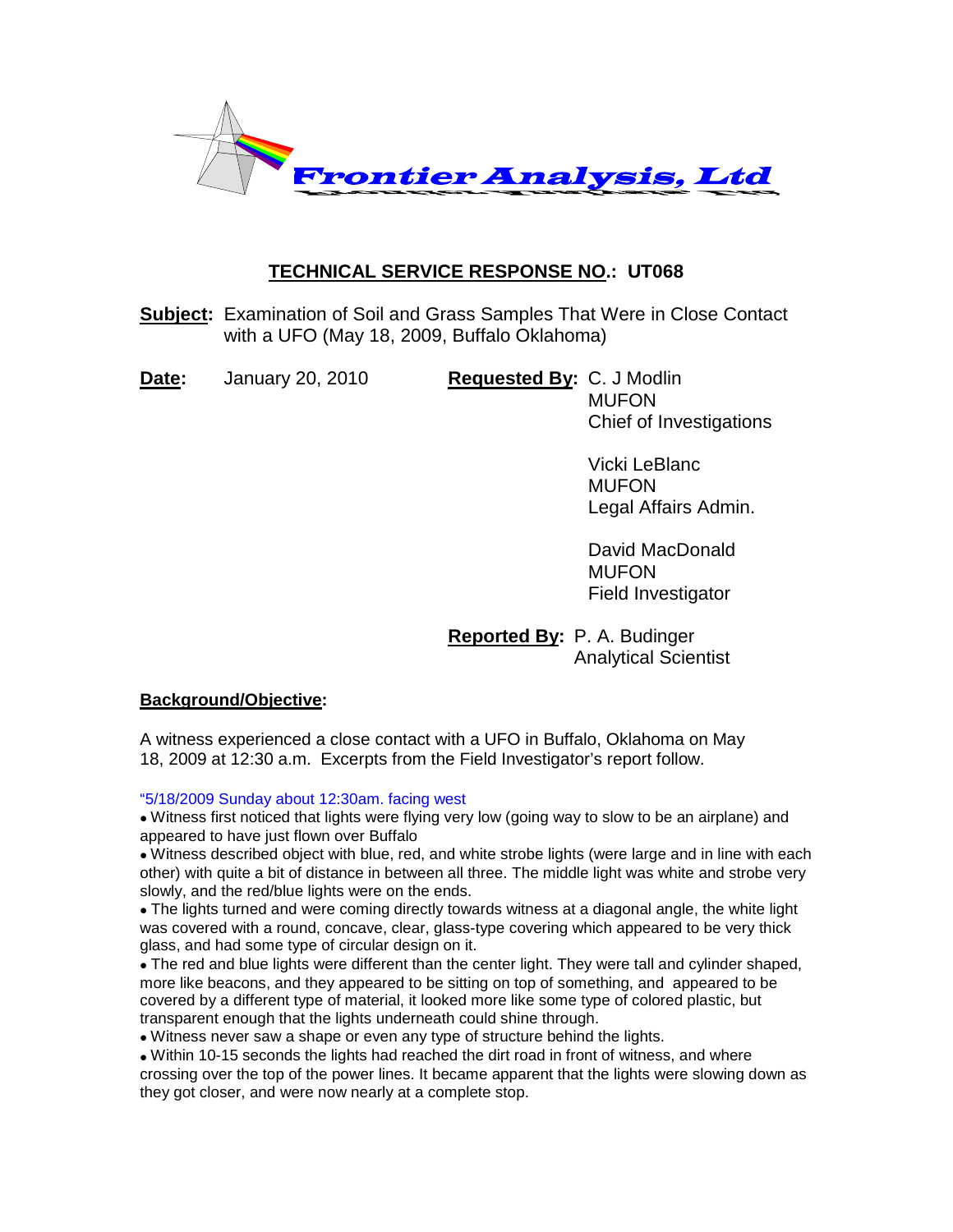# Frontier Analysis, Ltd

## TECHNICAL SERVICE RESPONSE NO.: UT068

**Subject:** Examination of Soil and Grass Samples That Were in Close Contact with a UFO (May 18, 2009, Buffalo Oklahoma)

**Date:** January 20, 2010

**Requested By:**
C. J Modlin
MUFON
Chief of Investigations

Vicki LeBlanc
MUFON
Legal Affairs Admin.

David MacDonald
MUFON
Field Investigator

**Reported By:** P. A. Budinger
Analytical Scientist

**Background/Objective:**

A witness experienced a close contact with a UFO in Buffalo, Oklahoma on May 18, 2009 at 12:30 a.m. Excerpts from the Field Investigator's report follow.

"5/18/2009 Sunday about 12:30am. facing west

- Witness first noticed that lights were flying very low (going way to slow to be an airplane) and appeared to have just flown over Buffalo
- Witness described object with blue, red, and white strobe lights (were large and in line with each other) with quite a bit of distance in between all three. The middle light was white and strobe very slowly, and the red/blue lights were on the ends.
- The lights turned and were coming directly towards witness at a diagonal angle, the white light was covered with a round, concave, clear, glass-type covering which appeared to be very thick glass, and had some type of circular design on it.
- The red and blue lights were different than the center light. They were tall and cylinder shaped, more like beacons, and they appeared to be sitting on top of something, and appeared to be covered by a different type of material, it looked more like some type of colored plastic, but transparent enough that the lights underneath could shine through.
- Witness never saw a shape or even any type of structure behind the lights.
- Within 10-15 seconds the lights had reached the dirt road in front of witness, and where crossing over the top of the power lines. It became apparent that the lights were slowing down as they got closer, and were now nearly at a complete stop.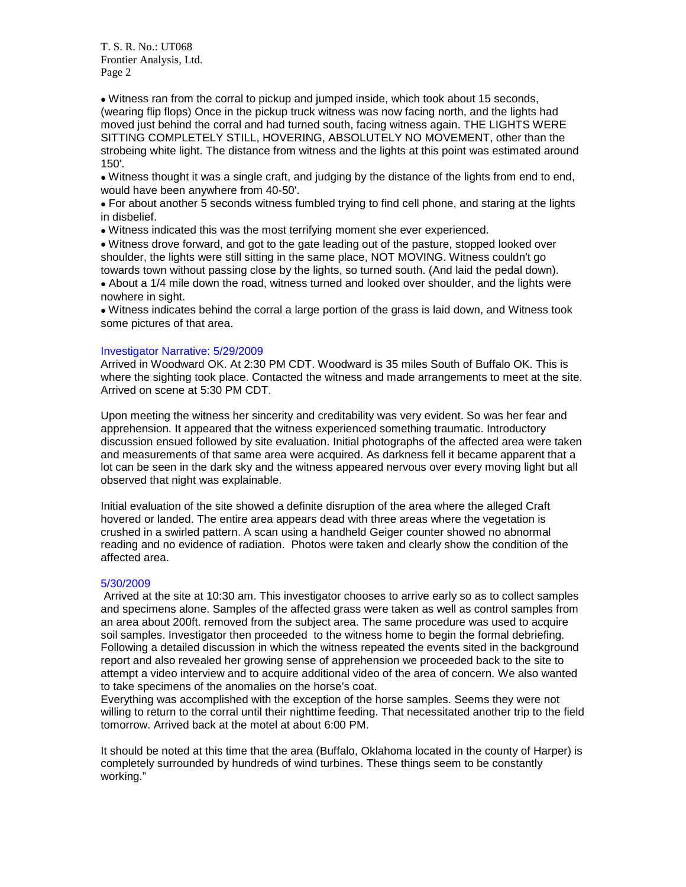- Witness ran from the corral to pickup and jumped inside, which took about 15 seconds, (wearing flip flops) Once in the pickup truck witness was now facing north, and the lights had moved just behind the corral and had turned south, facing witness again. THE LIGHTS WERE SITTING COMPLETELY STILL, HOVERING, ABSOLUTELY NO MOVEMENT, other than the strobeing white light. The distance from witness and the lights at this point was estimated around 150'.
- Witness thought it was a single craft, and judging by the distance of the lights from end to end, would have been anywhere from 40-50'.
- For about another 5 seconds witness fumbled trying to find cell phone, and staring at the lights in disbelief.
- Witness indicated this was the most terrifying moment she ever experienced.
- Witness drove forward, and got to the gate leading out of the pasture, stopped looked over shoulder, the lights were still sitting in the same place, NOT MOVING. Witness couldn't go towards town without passing close by the lights, so turned south. (And laid the pedal down).
- About a 1/4 mile down the road, witness turned and looked over shoulder, and the lights were nowhere in sight.
- Witness indicates behind the corral a large portion of the grass is laid down, and Witness took some pictures of that area.

### Investigator Narrative: 5/29/2009

Arrived in Woodward OK. At 2:30 PM CDT. Woodward is 35 miles South of Buffalo OK. This is where the sighting took place. Contacted the witness and made arrangements to meet at the site. Arrived on scene at 5:30 PM CDT.

Upon meeting the witness her sincerity and creditability was very evident. So was her fear and apprehension. It appeared that the witness experienced something traumatic. Introductory discussion ensued followed by site evaluation. Initial photographs of the affected area were taken and measurements of that same area were acquired. As darkness fell it became apparent that a lot can be seen in the dark sky and the witness appeared nervous over every moving light but all observed that night was explainable.

Initial evaluation of the site showed a definite disruption of the area where the alleged Craft hovered or landed. The entire area appears dead with three areas where the vegetation is crushed in a swirled pattern. A scan using a handheld Geiger counter showed no abnormal reading and no evidence of radiation. Photos were taken and clearly show the condition of the affected area.

### 5/30/2009

Arrived at the site at 10:30 am. This investigator chooses to arrive early so as to collect samples and specimens alone. Samples of the affected grass were taken as well as control samples from an area about 200ft. removed from the subject area. The same procedure was used to acquire soil samples. Investigator then proceeded to the witness home to begin the formal debriefing. Following a detailed discussion in which the witness repeated the events sited in the background report and also revealed her growing sense of apprehension we proceeded back to the site to attempt a video interview and to acquire additional video of the area of concern. We also wanted to take specimens of the anomalies on the horse's coat.
Everything was accomplished with the exception of the horse samples. Seems they were not willing to return to the corral until their nighttime feeding. That necessitated another trip to the field tomorrow. Arrived back at the motel at about 6:00 PM.

It should be noted at this time that the area (Buffalo, Oklahoma located in the county of Harper) is completely surrounded by hundreds of wind turbines. These things seem to be constantly working."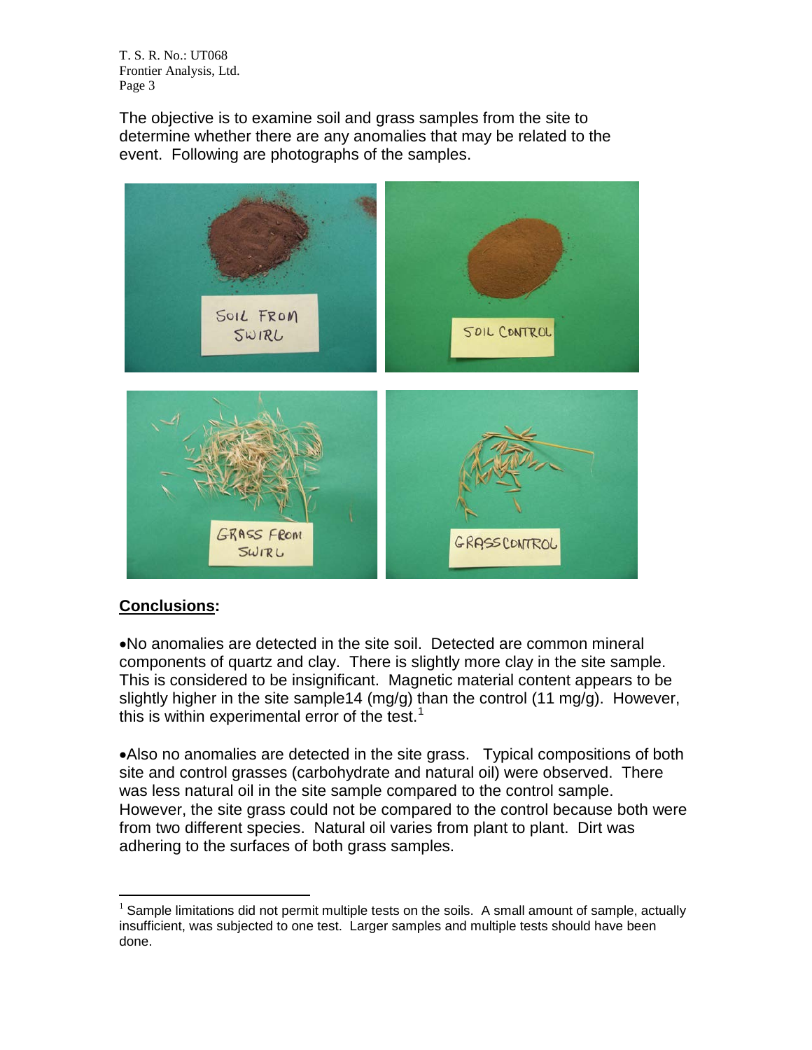The objective is to examine soil and grass samples from the site to determine whether there are any anomalies that may be related to the event. Following are photographs of the samples.

**Conclusions:**

- No anomalies are detected in the site soil. Detected are common mineral components of quartz and clay. There is slightly more clay in the site sample. This is considered to be insignificant. Magnetic material content appears to be slightly higher in the site sample14 (mg/g) than the control (11 mg/g). However, this is within experimental error of the test.[1]

- Also no anomalies are detected in the site grass. Typical compositions of both site and control grasses (carbohydrate and natural oil) were observed. There was less natural oil in the site sample compared to the control sample. However, the site grass could not be compared to the control because both were from two different species. Natural oil varies from plant to plant. Dirt was adhering to the surfaces of both grass samples.

---

[1] Sample limitations did not permit multiple tests on the soils. A small amount of sample, actually insufficient, was subjected to one test. Larger samples and multiple tests should have been done.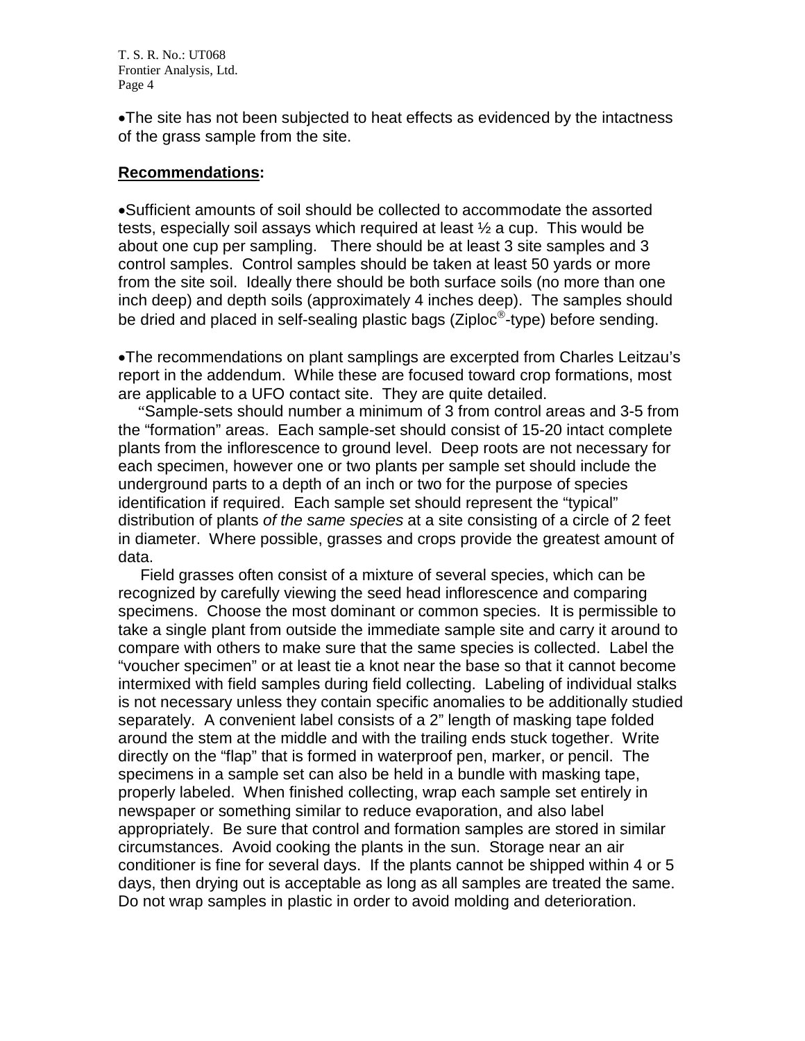- The site has not been subjected to heat effects as evidenced by the intactness of the grass sample from the site.

**Recommendations:**

- Sufficient amounts of soil should be collected to accommodate the assorted tests, especially soil assays which required at least ½ a cup. This would be about one cup per sampling. There should be at least 3 site samples and 3 control samples. Control samples should be taken at least 50 yards or more from the site soil. Ideally there should be both surface soils (no more than one inch deep) and depth soils (approximately 4 inches deep). The samples should be dried and placed in self-sealing plastic bags (Ziploc®-type) before sending.

- The recommendations on plant samplings are excerpted from Charles Leitzau's report in the addendum. While these are focused toward crop formations, most are applicable to a UFO contact site. They are quite detailed.

"Sample-sets should number a minimum of 3 from control areas and 3-5 from the "formation" areas. Each sample-set should consist of 15-20 intact complete plants from the inflorescence to ground level. Deep roots are not necessary for each specimen, however one or two plants per sample set should include the underground parts to a depth of an inch or two for the purpose of species identification if required. Each sample set should represent the "typical" distribution of plants *of the same species* at a site consisting of a circle of 2 feet in diameter. Where possible, grasses and crops provide the greatest amount of data.

Field grasses often consist of a mixture of several species, which can be recognized by carefully viewing the seed head inflorescence and comparing specimens. Choose the most dominant or common species. It is permissible to take a single plant from outside the immediate sample site and carry it around to compare with others to make sure that the same species is collected. Label the "voucher specimen" or at least tie a knot near the base so that it cannot become intermixed with field samples during field collecting. Labeling of individual stalks is not necessary unless they contain specific anomalies to be additionally studied separately. A convenient label consists of a 2" length of masking tape folded around the stem at the middle and with the trailing ends stuck together. Write directly on the "flap" that is formed in waterproof pen, marker, or pencil. The specimens in a sample set can also be held in a bundle with masking tape, properly labeled. When finished collecting, wrap each sample set entirely in newspaper or something similar to reduce evaporation, and also label appropriately. Be sure that control and formation samples are stored in similar circumstances. Avoid cooking the plants in the sun. Storage near an air conditioner is fine for several days. If the plants cannot be shipped within 4 or 5 days, then drying out is acceptable as long as all samples are treated the same. Do not wrap samples in plastic in order to avoid molding and deterioration.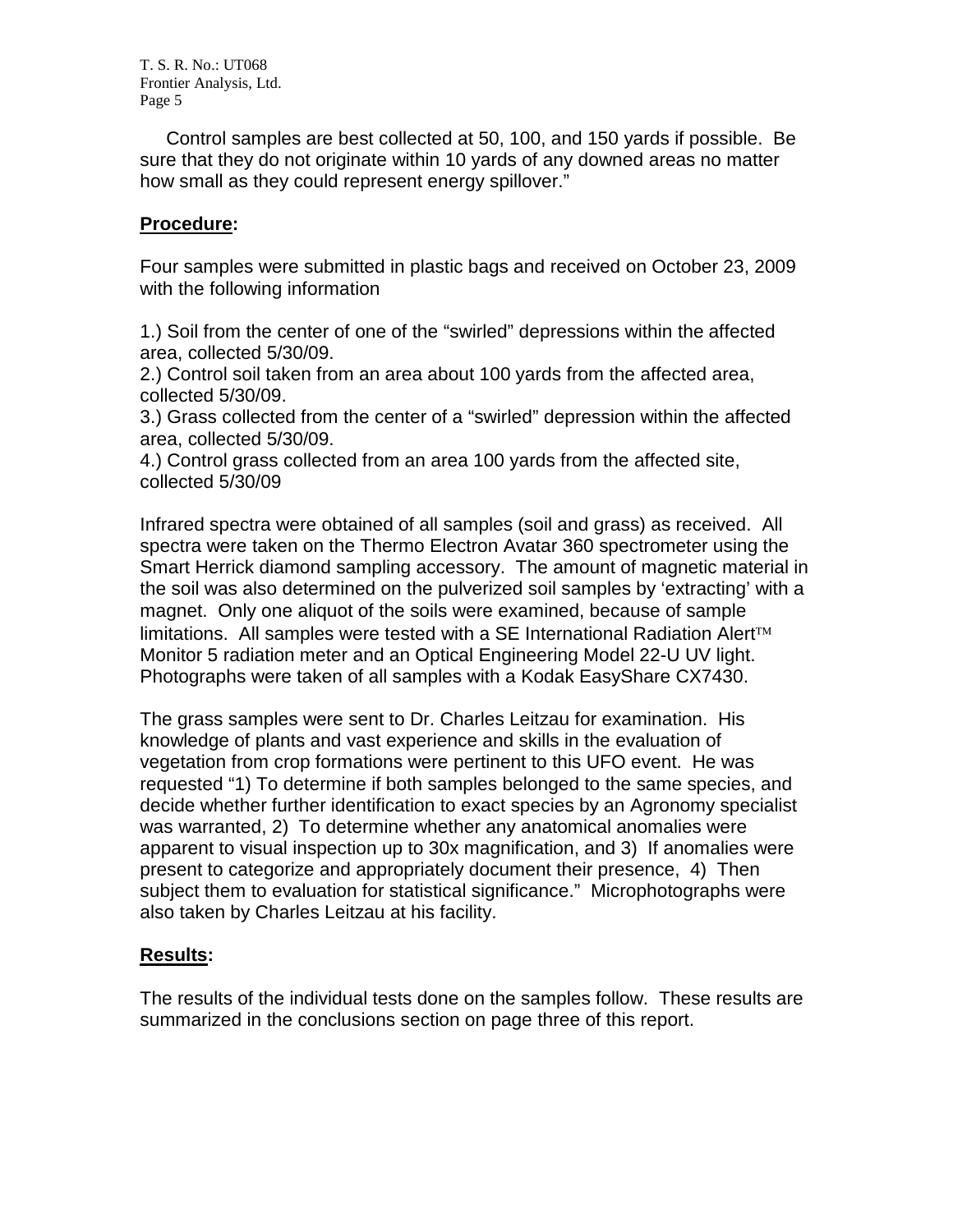Control samples are best collected at 50, 100, and 150 yards if possible. Be sure that they do not originate within 10 yards of any downed areas no matter how small as they could represent energy spillover."

## Procedure:

Four samples were submitted in plastic bags and received on October 23, 2009 with the following information

1.) Soil from the center of one of the "swirled" depressions within the affected area, collected 5/30/09.
2.) Control soil taken from an area about 100 yards from the affected area, collected 5/30/09.
3.) Grass collected from the center of a "swirled" depression within the affected area, collected 5/30/09.
4.) Control grass collected from an area 100 yards from the affected site, collected 5/30/09

Infrared spectra were obtained of all samples (soil and grass) as received. All spectra were taken on the Thermo Electron Avatar 360 spectrometer using the Smart Herrick diamond sampling accessory. The amount of magnetic material in the soil was also determined on the pulverized soil samples by 'extracting' with a magnet. Only one aliquot of the soils were examined, because of sample limitations. All samples were tested with a SE International Radiation Alert™ Monitor 5 radiation meter and an Optical Engineering Model 22-U UV light. Photographs were taken of all samples with a Kodak EasyShare CX7430.

The grass samples were sent to Dr. Charles Leitzau for examination. His knowledge of plants and vast experience and skills in the evaluation of vegetation from crop formations were pertinent to this UFO event. He was requested "1) To determine if both samples belonged to the same species, and decide whether further identification to exact species by an Agronomy specialist was warranted, 2) To determine whether any anatomical anomalies were apparent to visual inspection up to 30x magnification, and 3) If anomalies were present to categorize and appropriately document their presence, 4) Then subject them to evaluation for statistical significance." Microphotographs were also taken by Charles Leitzau at his facility.

## Results:

The results of the individual tests done on the samples follow. These results are summarized in the conclusions section on page three of this report.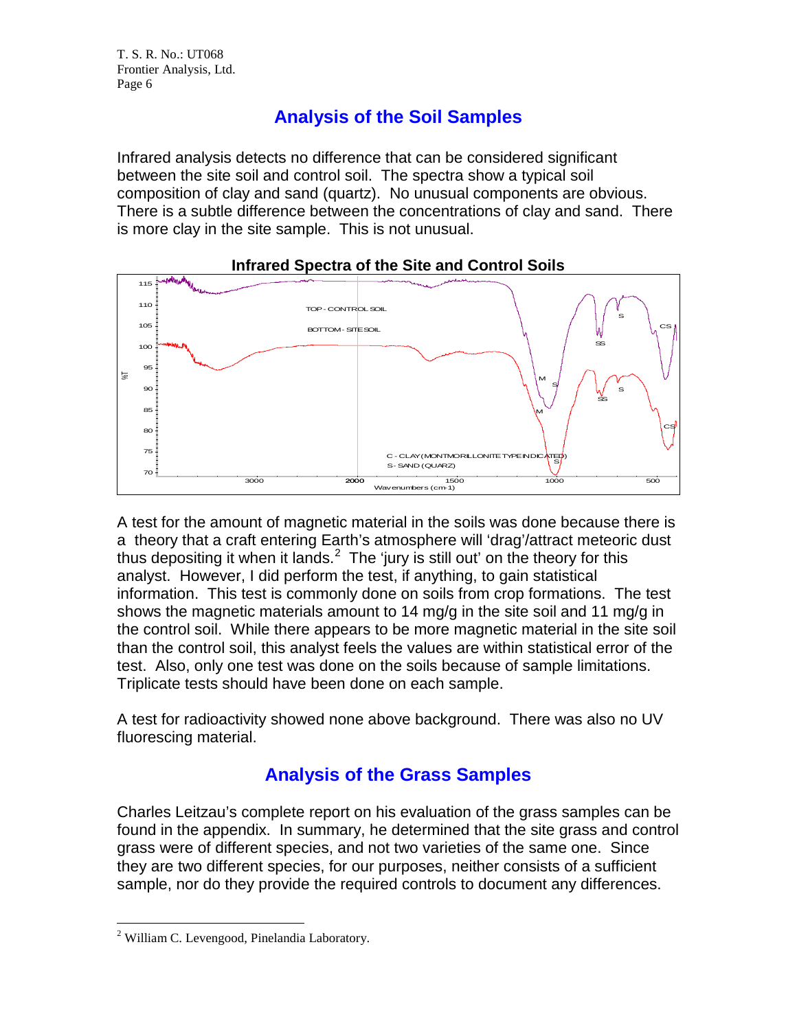## Analysis of the Soil Samples

Infrared analysis detects no difference that can be considered significant between the site soil and control soil. The spectra show a typical soil composition of clay and sand (quartz). No unusual components are obvious. There is a subtle difference between the concentrations of clay and sand. There is more clay in the site sample. This is not unusual.

**Infrared Spectra of the Site and Control Soils**

A test for the amount of magnetic material in the soils was done because there is a theory that a craft entering Earth's atmosphere will 'drag'/attract meteoric dust thus depositing it when it lands.[2] The 'jury is still out' on the theory for this analyst. However, I did perform the test, if anything, to gain statistical information. This test is commonly done on soils from crop formations. The test shows the magnetic materials amount to 14 mg/g in the site soil and 11 mg/g in the control soil. While there appears to be more magnetic material in the site soil than the control soil, this analyst feels the values are within statistical error of the test. Also, only one test was done on the soils because of sample limitations. Triplicate tests should have been done on each sample.

A test for radioactivity showed none above background. There was also no UV fluorescing material.

## Analysis of the Grass Samples

Charles Leitzau's complete report on his evaluation of the grass samples can be found in the appendix. In summary, he determined that the site grass and control grass were of different species, and not two varieties of the same one. Since they are two different species, for our purposes, neither consists of a sufficient sample, nor do they provide the required controls to document any differences.

---

[2] William C. Levengood, Pinelandia Laboratory.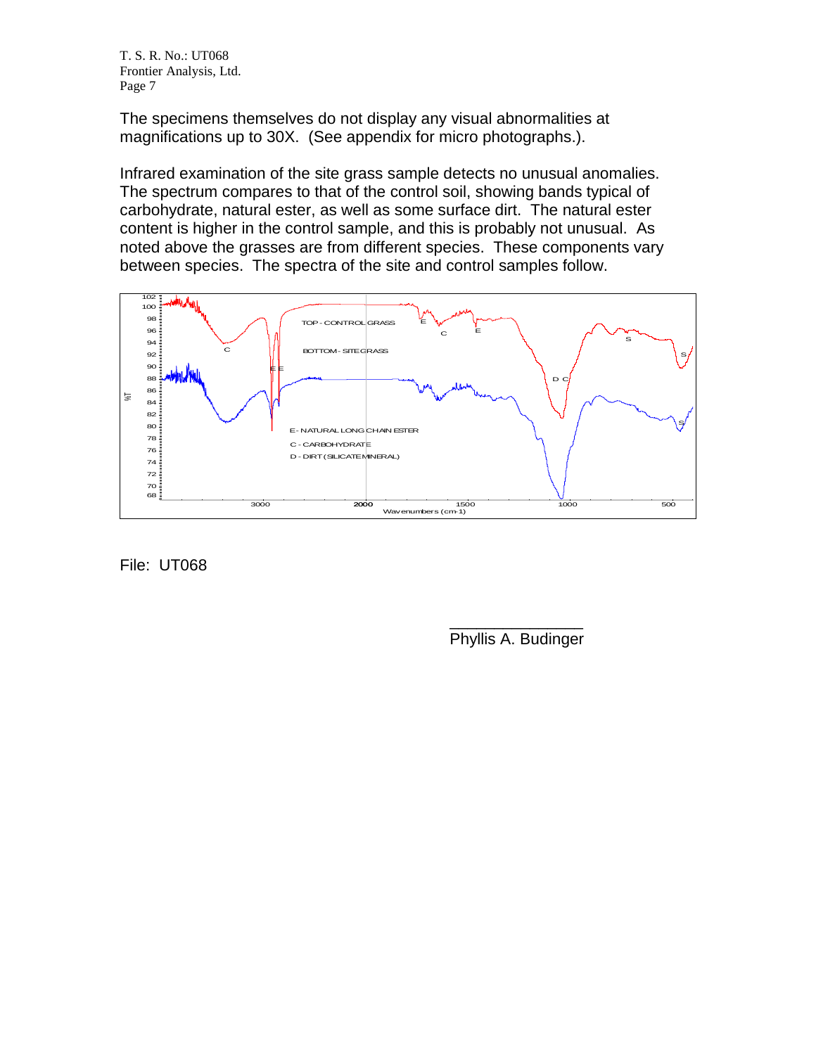The specimens themselves do not display any visual abnormalities at magnifications up to 30X. (See appendix for micro photographs.).

Infrared examination of the site grass sample detects no unusual anomalies. The spectrum compares to that of the control soil, showing bands typical of carbohydrate, natural ester, as well as some surface dirt. The natural ester content is higher in the control sample, and this is probably not unusual. As noted above the grasses are from different species. These components vary between species. The spectra of the site and control samples follow.

File: UT068

Phyllis A. Budinger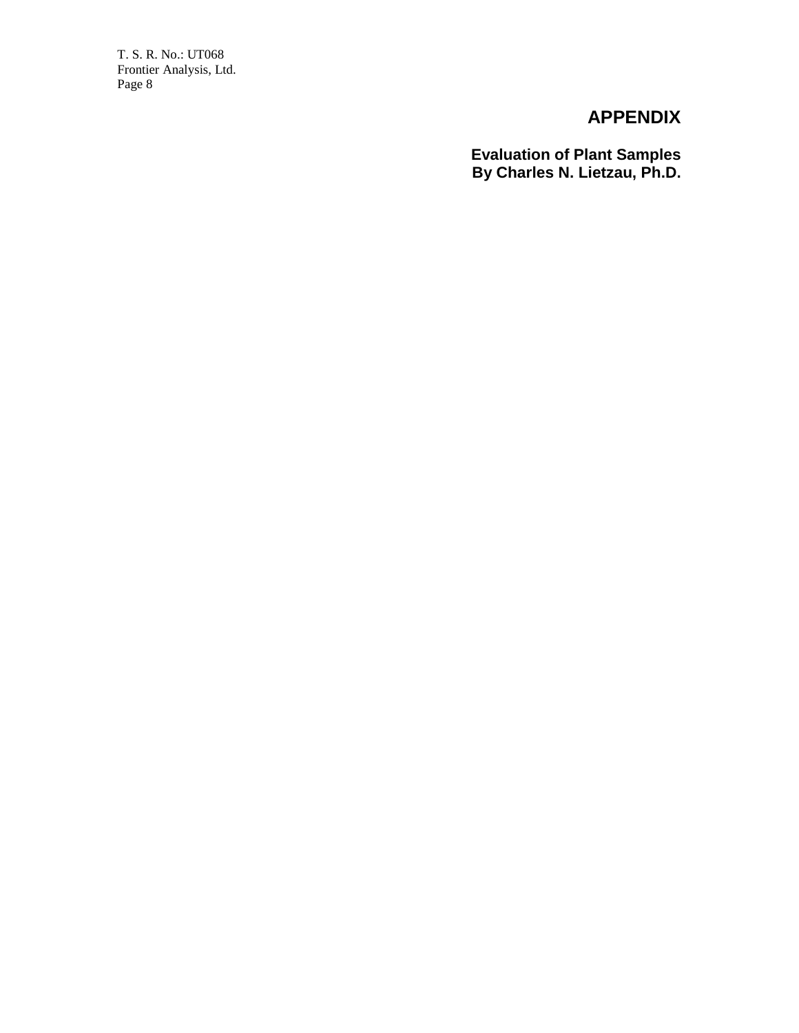# APPENDIX

## Evaluation of Plant Samples
## By Charles N. Lietzau, Ph.D.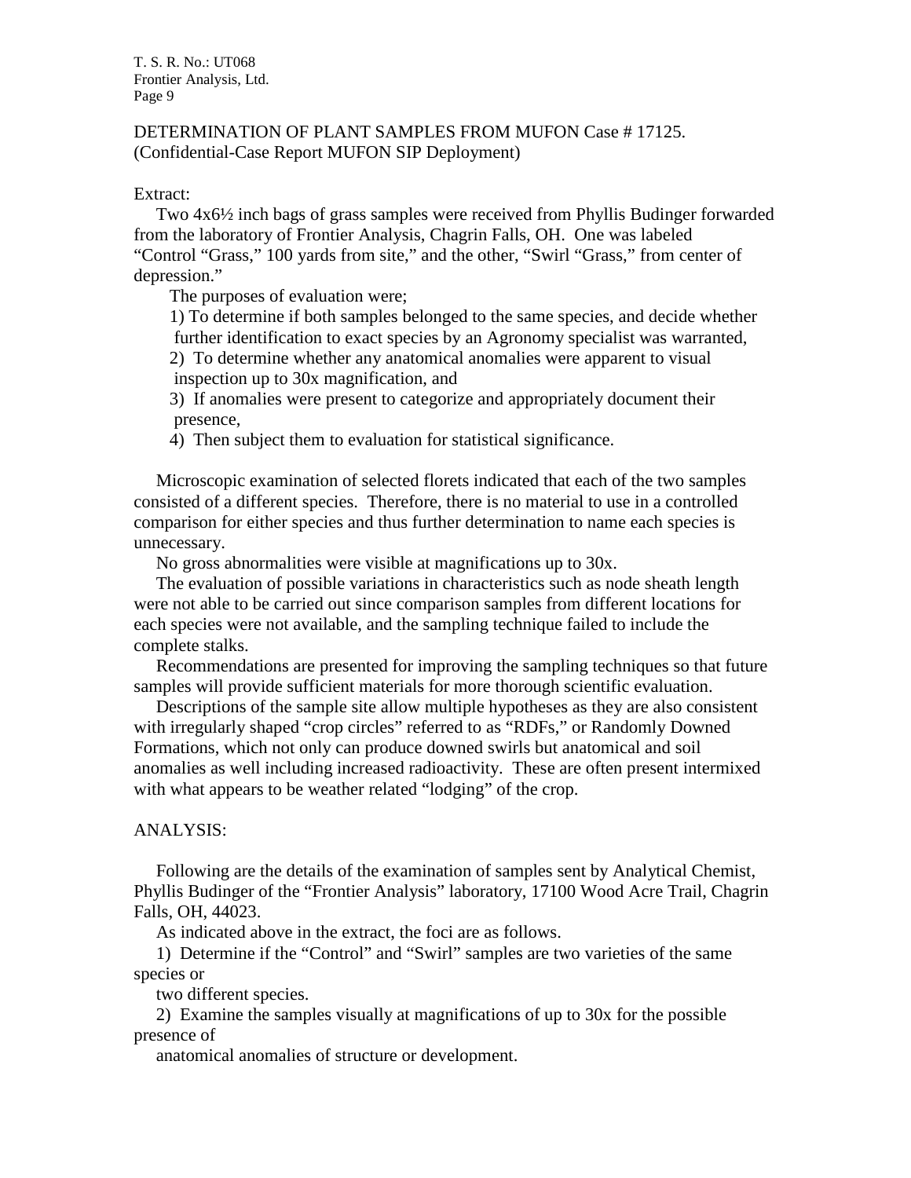DETERMINATION OF PLANT SAMPLES FROM MUFON Case # 17125.
(Confidential-Case Report MUFON SIP Deployment)

Extract:

Two 4x6½ inch bags of grass samples were received from Phyllis Budinger forwarded from the laboratory of Frontier Analysis, Chagrin Falls, OH. One was labeled "Control "Grass," 100 yards from site," and the other, "Swirl "Grass," from center of depression."

The purposes of evaluation were;

1) To determine if both samples belonged to the same species, and decide whether further identification to exact species by an Agronomy specialist was warranted,
2) To determine whether any anatomical anomalies were apparent to visual inspection up to 30x magnification, and
3) If anomalies were present to categorize and appropriately document their presence,
4) Then subject them to evaluation for statistical significance.

Microscopic examination of selected florets indicated that each of the two samples consisted of a different species. Therefore, there is no material to use in a controlled comparison for either species and thus further determination to name each species is unnecessary.

No gross abnormalities were visible at magnifications up to 30x.

The evaluation of possible variations in characteristics such as node sheath length were not able to be carried out since comparison samples from different locations for each species were not available, and the sampling technique failed to include the complete stalks.

Recommendations are presented for improving the sampling techniques so that future samples will provide sufficient materials for more thorough scientific evaluation.

Descriptions of the sample site allow multiple hypotheses as they are also consistent with irregularly shaped "crop circles" referred to as "RDFs," or Randomly Downed Formations, which not only can produce downed swirls but anatomical and soil anomalies as well including increased radioactivity. These are often present intermixed with what appears to be weather related "lodging" of the crop.

ANALYSIS:

Following are the details of the examination of samples sent by Analytical Chemist, Phyllis Budinger of the "Frontier Analysis" laboratory, 17100 Wood Acre Trail, Chagrin Falls, OH, 44023.

As indicated above in the extract, the foci are as follows.

1) Determine if the "Control" and "Swirl" samples are two varieties of the same species or two different species.
2) Examine the samples visually at magnifications of up to 30x for the possible presence of anatomical anomalies of structure or development.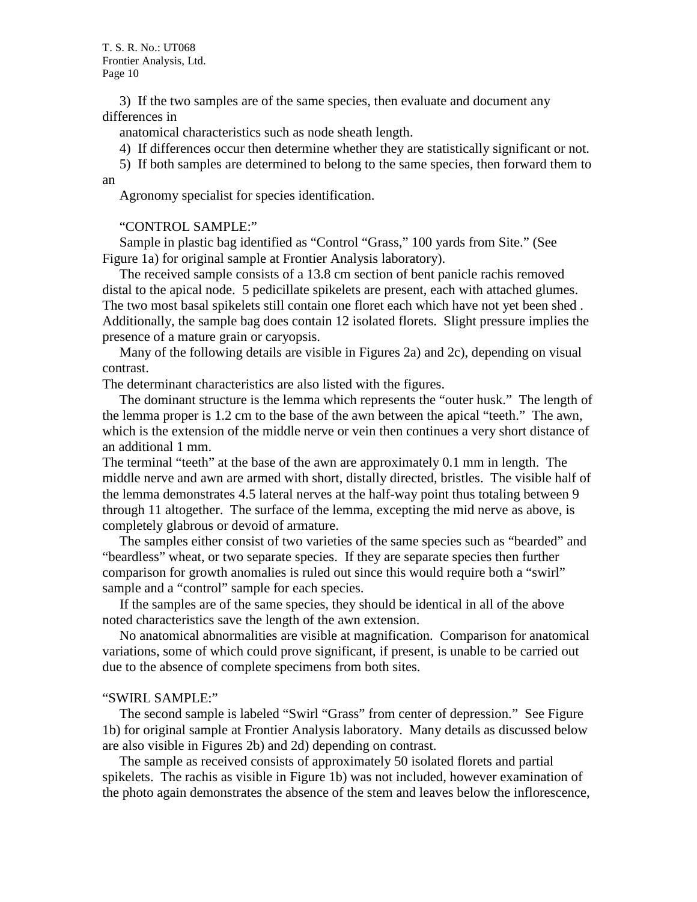3) If the two samples are of the same species, then evaluate and document any differences in anatomical characteristics such as node sheath length.

4) If differences occur then determine whether they are statistically significant or not.

5) If both samples are determined to belong to the same species, then forward them to an Agronomy specialist for species identification.

"CONTROL SAMPLE:"

Sample in plastic bag identified as "Control "Grass," 100 yards from Site." (See Figure 1a) for original sample at Frontier Analysis laboratory).

The received sample consists of a 13.8 cm section of bent panicle rachis removed distal to the apical node. 5 pedicillate spikelets are present, each with attached glumes. The two most basal spikelets still contain one floret each which have not yet been shed . Additionally, the sample bag does contain 12 isolated florets. Slight pressure implies the presence of a mature grain or caryopsis.

Many of the following details are visible in Figures 2a) and 2c), depending on visual contrast.

The determinant characteristics are also listed with the figures.

The dominant structure is the lemma which represents the "outer husk." The length of the lemma proper is 1.2 cm to the base of the awn between the apical "teeth." The awn, which is the extension of the middle nerve or vein then continues a very short distance of an additional 1 mm.

The terminal "teeth" at the base of the awn are approximately 0.1 mm in length. The middle nerve and awn are armed with short, distally directed, bristles. The visible half of the lemma demonstrates 4.5 lateral nerves at the half-way point thus totaling between 9 through 11 altogether. The surface of the lemma, excepting the mid nerve as above, is completely glabrous or devoid of armature.

The samples either consist of two varieties of the same species such as "bearded" and "beardless" wheat, or two separate species. If they are separate species then further comparison for growth anomalies is ruled out since this would require both a "swirl" sample and a "control" sample for each species.

If the samples are of the same species, they should be identical in all of the above noted characteristics save the length of the awn extension.

No anatomical abnormalities are visible at magnification. Comparison for anatomical variations, some of which could prove significant, if present, is unable to be carried out due to the absence of complete specimens from both sites.

"SWIRL SAMPLE:"

The second sample is labeled "Swirl "Grass" from center of depression." See Figure 1b) for original sample at Frontier Analysis laboratory. Many details as discussed below are also visible in Figures 2b) and 2d) depending on contrast.

The sample as received consists of approximately 50 isolated florets and partial spikelets. The rachis as visible in Figure 1b) was not included, however examination of the photo again demonstrates the absence of the stem and leaves below the inflorescence,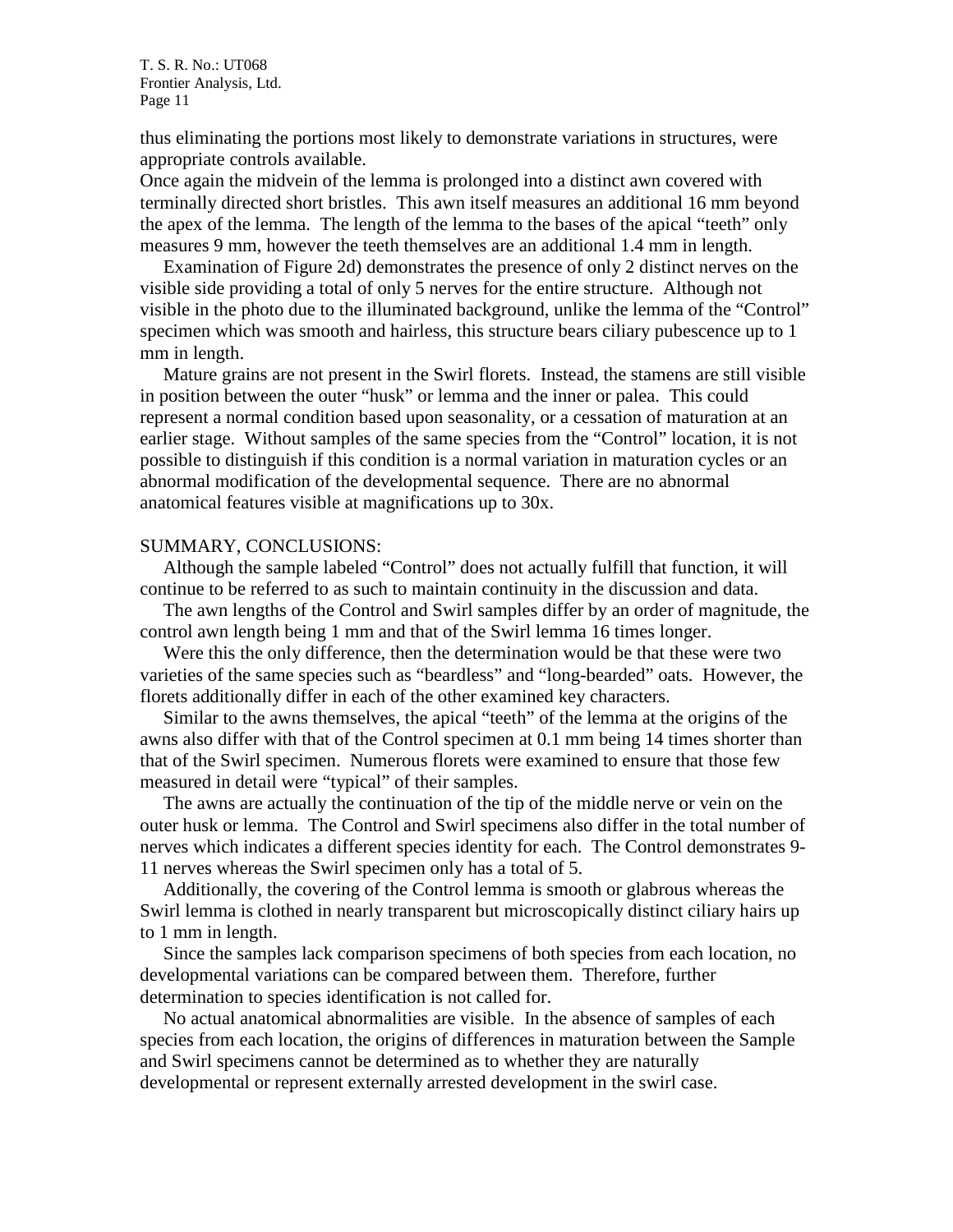thus eliminating the portions most likely to demonstrate variations in structures, were appropriate controls available.

Once again the midvein of the lemma is prolonged into a distinct awn covered with terminally directed short bristles. This awn itself measures an additional 16 mm beyond the apex of the lemma. The length of the lemma to the bases of the apical "teeth" only measures 9 mm, however the teeth themselves are an additional 1.4 mm in length.

Examination of Figure 2d) demonstrates the presence of only 2 distinct nerves on the visible side providing a total of only 5 nerves for the entire structure. Although not visible in the photo due to the illuminated background, unlike the lemma of the "Control" specimen which was smooth and hairless, this structure bears ciliary pubescence up to 1 mm in length.

Mature grains are not present in the Swirl florets. Instead, the stamens are still visible in position between the outer "husk" or lemma and the inner or palea. This could represent a normal condition based upon seasonality, or a cessation of maturation at an earlier stage. Without samples of the same species from the "Control" location, it is not possible to distinguish if this condition is a normal variation in maturation cycles or an abnormal modification of the developmental sequence. There are no abnormal anatomical features visible at magnifications up to 30x.

## SUMMARY, CONCLUSIONS:

Although the sample labeled "Control" does not actually fulfill that function, it will continue to be referred to as such to maintain continuity in the discussion and data.

The awn lengths of the Control and Swirl samples differ by an order of magnitude, the control awn length being 1 mm and that of the Swirl lemma 16 times longer.

Were this the only difference, then the determination would be that these were two varieties of the same species such as "beardless" and "long-bearded" oats. However, the florets additionally differ in each of the other examined key characters.

Similar to the awns themselves, the apical "teeth" of the lemma at the origins of the awns also differ with that of the Control specimen at 0.1 mm being 14 times shorter than that of the Swirl specimen. Numerous florets were examined to ensure that those few measured in detail were "typical" of their samples.

The awns are actually the continuation of the tip of the middle nerve or vein on the outer husk or lemma. The Control and Swirl specimens also differ in the total number of nerves which indicates a different species identity for each. The Control demonstrates 9-11 nerves whereas the Swirl specimen only has a total of 5.

Additionally, the covering of the Control lemma is smooth or glabrous whereas the Swirl lemma is clothed in nearly transparent but microscopically distinct ciliary hairs up to 1 mm in length.

Since the samples lack comparison specimens of both species from each location, no developmental variations can be compared between them. Therefore, further determination to species identification is not called for.

No actual anatomical abnormalities are visible. In the absence of samples of each species from each location, the origins of differences in maturation between the Sample and Swirl specimens cannot be determined as to whether they are naturally developmental or represent externally arrested development in the swirl case.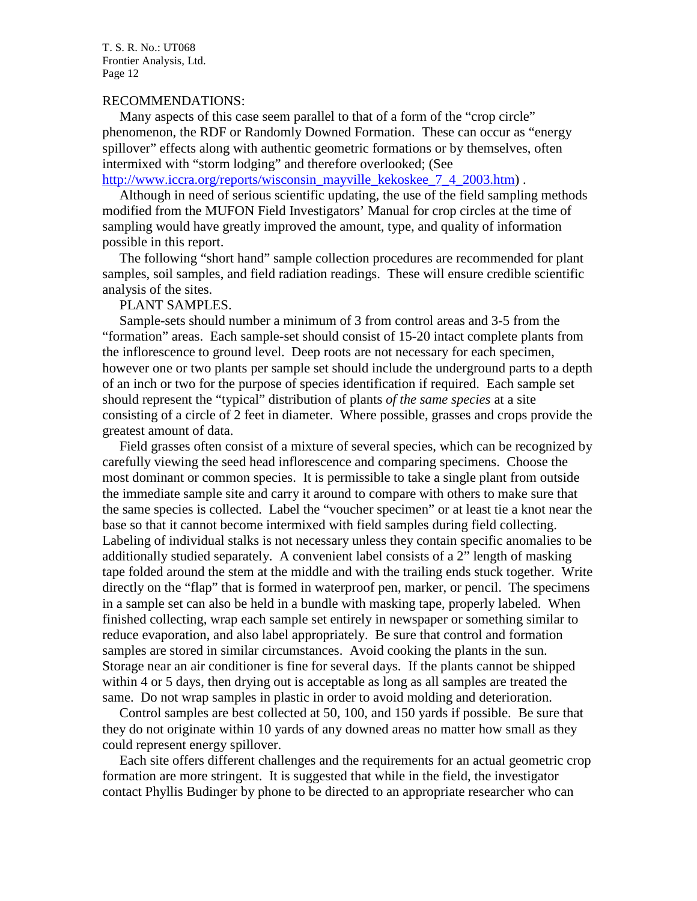## RECOMMENDATIONS:

Many aspects of this case seem parallel to that of a form of the "crop circle" phenomenon, the RDF or Randomly Downed Formation. These can occur as "energy spillover" effects along with authentic geometric formations or by themselves, often intermixed with "storm lodging" and therefore overlooked; (See http://www.iccra.org/reports/wisconsin_mayville_kekoskee_7_4_2003.htm) .

Although in need of serious scientific updating, the use of the field sampling methods modified from the MUFON Field Investigators' Manual for crop circles at the time of sampling would have greatly improved the amount, type, and quality of information possible in this report.

The following "short hand" sample collection procedures are recommended for plant samples, soil samples, and field radiation readings. These will ensure credible scientific analysis of the sites.

### PLANT SAMPLES.

Sample-sets should number a minimum of 3 from control areas and 3-5 from the "formation" areas. Each sample-set should consist of 15-20 intact complete plants from the inflorescence to ground level. Deep roots are not necessary for each specimen, however one or two plants per sample set should include the underground parts to a depth of an inch or two for the purpose of species identification if required. Each sample set should represent the "typical" distribution of plants *of the same species* at a site consisting of a circle of 2 feet in diameter. Where possible, grasses and crops provide the greatest amount of data.

Field grasses often consist of a mixture of several species, which can be recognized by carefully viewing the seed head inflorescence and comparing specimens. Choose the most dominant or common species. It is permissible to take a single plant from outside the immediate sample site and carry it around to compare with others to make sure that the same species is collected. Label the "voucher specimen" or at least tie a knot near the base so that it cannot become intermixed with field samples during field collecting. Labeling of individual stalks is not necessary unless they contain specific anomalies to be additionally studied separately. A convenient label consists of a 2" length of masking tape folded around the stem at the middle and with the trailing ends stuck together. Write directly on the "flap" that is formed in waterproof pen, marker, or pencil. The specimens in a sample set can also be held in a bundle with masking tape, properly labeled. When finished collecting, wrap each sample set entirely in newspaper or something similar to reduce evaporation, and also label appropriately. Be sure that control and formation samples are stored in similar circumstances. Avoid cooking the plants in the sun. Storage near an air conditioner is fine for several days. If the plants cannot be shipped within 4 or 5 days, then drying out is acceptable as long as all samples are treated the same. Do not wrap samples in plastic in order to avoid molding and deterioration.

Control samples are best collected at 50, 100, and 150 yards if possible. Be sure that they do not originate within 10 yards of any downed areas no matter how small as they could represent energy spillover.

Each site offers different challenges and the requirements for an actual geometric crop formation are more stringent. It is suggested that while in the field, the investigator contact Phyllis Budinger by phone to be directed to an appropriate researcher who can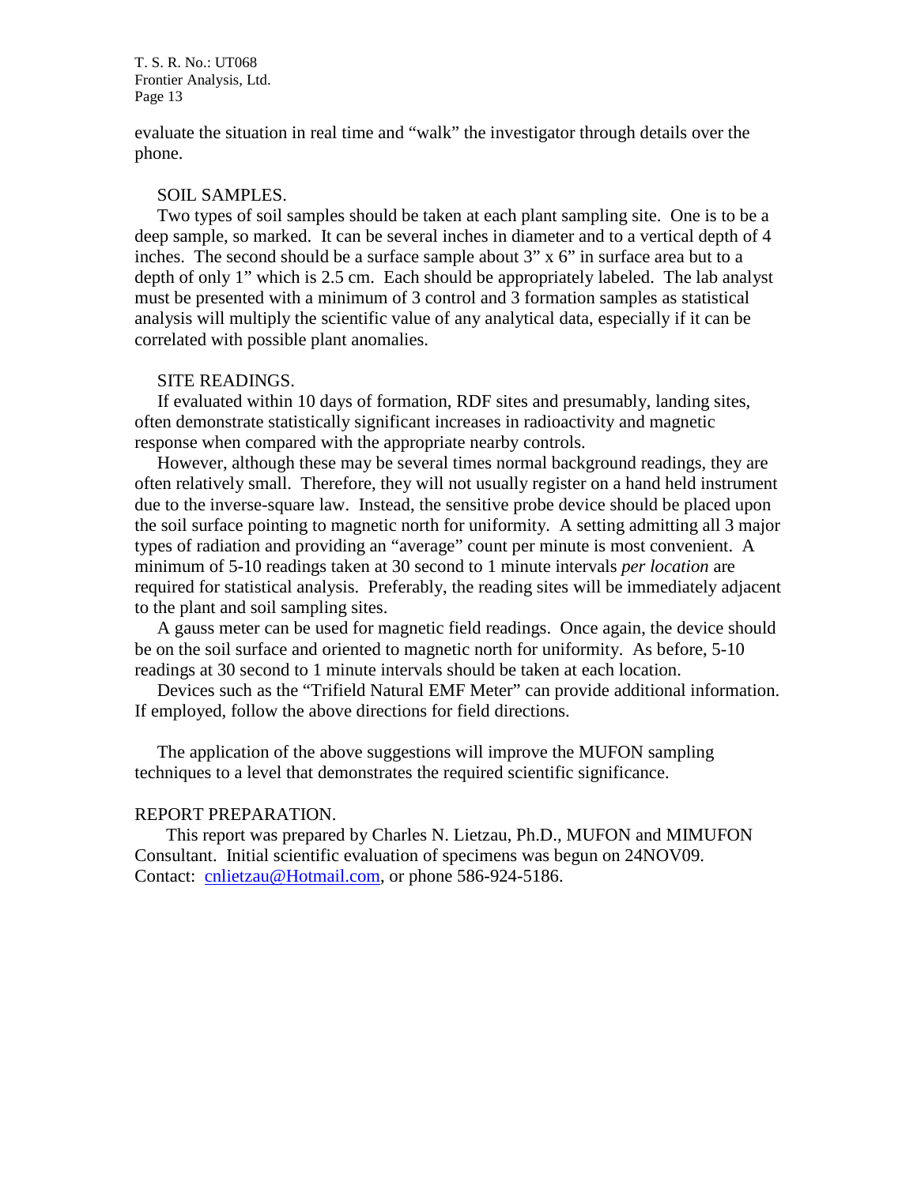evaluate the situation in real time and "walk" the investigator through details over the phone.

SOIL SAMPLES.

Two types of soil samples should be taken at each plant sampling site. One is to be a deep sample, so marked. It can be several inches in diameter and to a vertical depth of 4 inches. The second should be a surface sample about 3" x 6" in surface area but to a depth of only 1" which is 2.5 cm. Each should be appropriately labeled. The lab analyst must be presented with a minimum of 3 control and 3 formation samples as statistical analysis will multiply the scientific value of any analytical data, especially if it can be correlated with possible plant anomalies.

SITE READINGS.

If evaluated within 10 days of formation, RDF sites and presumably, landing sites, often demonstrate statistically significant increases in radioactivity and magnetic response when compared with the appropriate nearby controls.

However, although these may be several times normal background readings, they are often relatively small. Therefore, they will not usually register on a hand held instrument due to the inverse-square law. Instead, the sensitive probe device should be placed upon the soil surface pointing to magnetic north for uniformity. A setting admitting all 3 major types of radiation and providing an "average" count per minute is most convenient. A minimum of 5-10 readings taken at 30 second to 1 minute intervals *per location* are required for statistical analysis. Preferably, the reading sites will be immediately adjacent to the plant and soil sampling sites.

A gauss meter can be used for magnetic field readings. Once again, the device should be on the soil surface and oriented to magnetic north for uniformity. As before, 5-10 readings at 30 second to 1 minute intervals should be taken at each location.

Devices such as the "Trifield Natural EMF Meter" can provide additional information. If employed, follow the above directions for field directions.

The application of the above suggestions will improve the MUFON sampling techniques to a level that demonstrates the required scientific significance.

REPORT PREPARATION.

This report was prepared by Charles N. Lietzau, Ph.D., MUFON and MIMUFON Consultant. Initial scientific evaluation of specimens was begun on 24NOV09. Contact: cnlietzau@Hotmail.com, or phone 586-924-5186.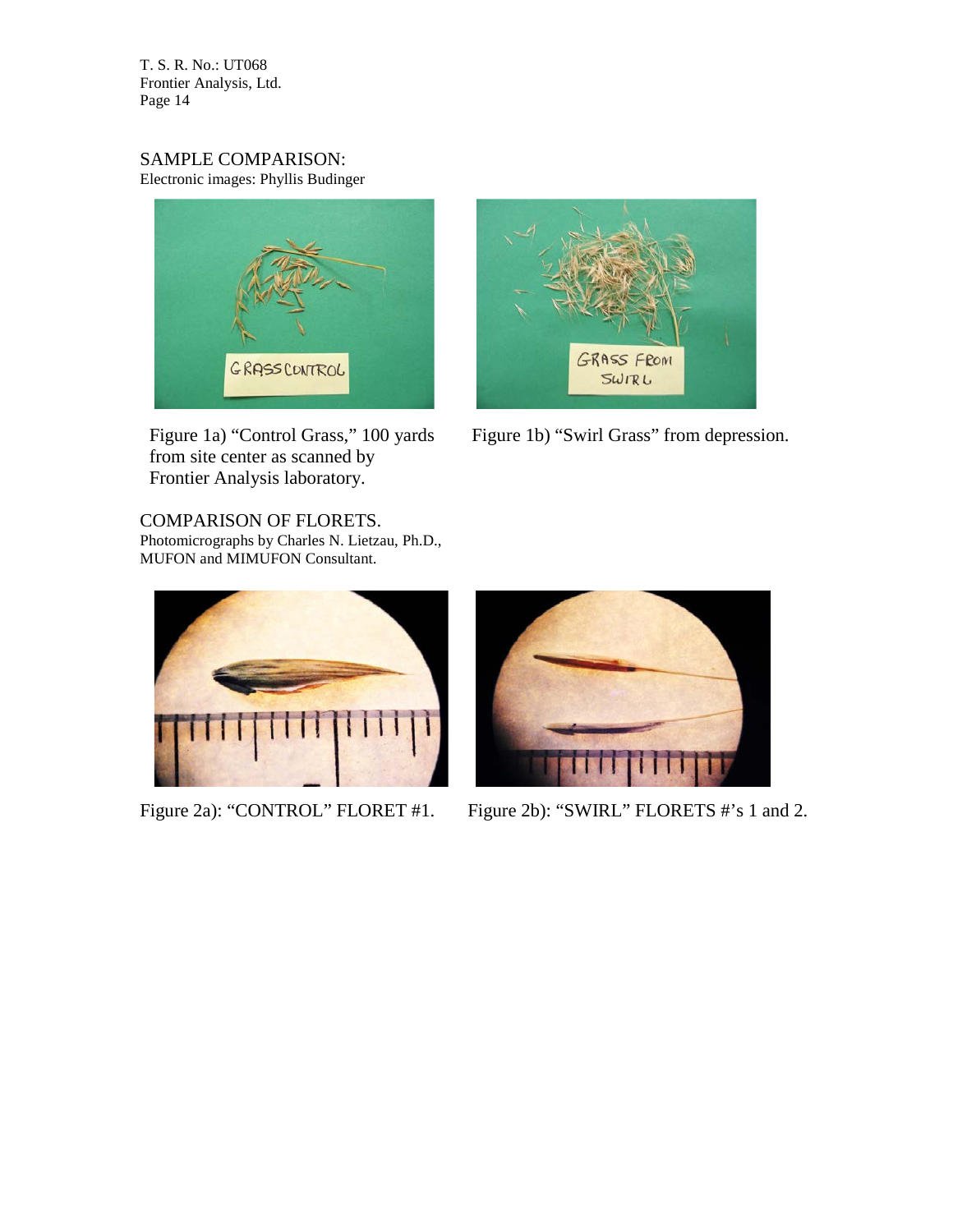## SAMPLE COMPARISON:

Electronic images: Phyllis Budinger

Figure 1a) "Control Grass," 100 yards from site center as scanned by Frontier Analysis laboratory.

Figure 1b) "Swirl Grass" from depression.

## COMPARISON OF FLORETS.

Photomicrographs by Charles N. Lietzau, Ph.D., MUFON and MIMUFON Consultant.

Figure 2a): "CONTROL" FLORET #1.

Figure 2b): "SWIRL" FLORETS #'s 1 and 2.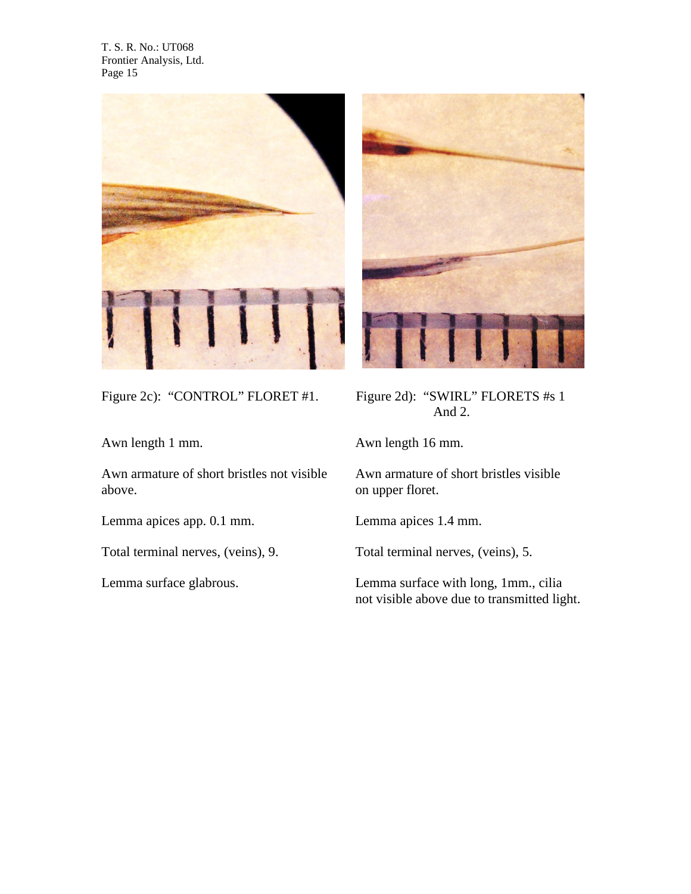Figure 2c): "CONTROL" FLORET #1.

Awn length 1 mm.

Awn armature of short bristles not visible above.

Lemma apices app. 0.1 mm.

Total terminal nerves, (veins), 9.

Lemma surface glabrous.

Figure 2d): "SWIRL" FLORETS #s 1 And 2.

Awn length 16 mm.

Awn armature of short bristles visible on upper floret.

Lemma apices 1.4 mm.

Total terminal nerves, (veins), 5.

Lemma surface with long, 1mm., cilia not visible above due to transmitted light.